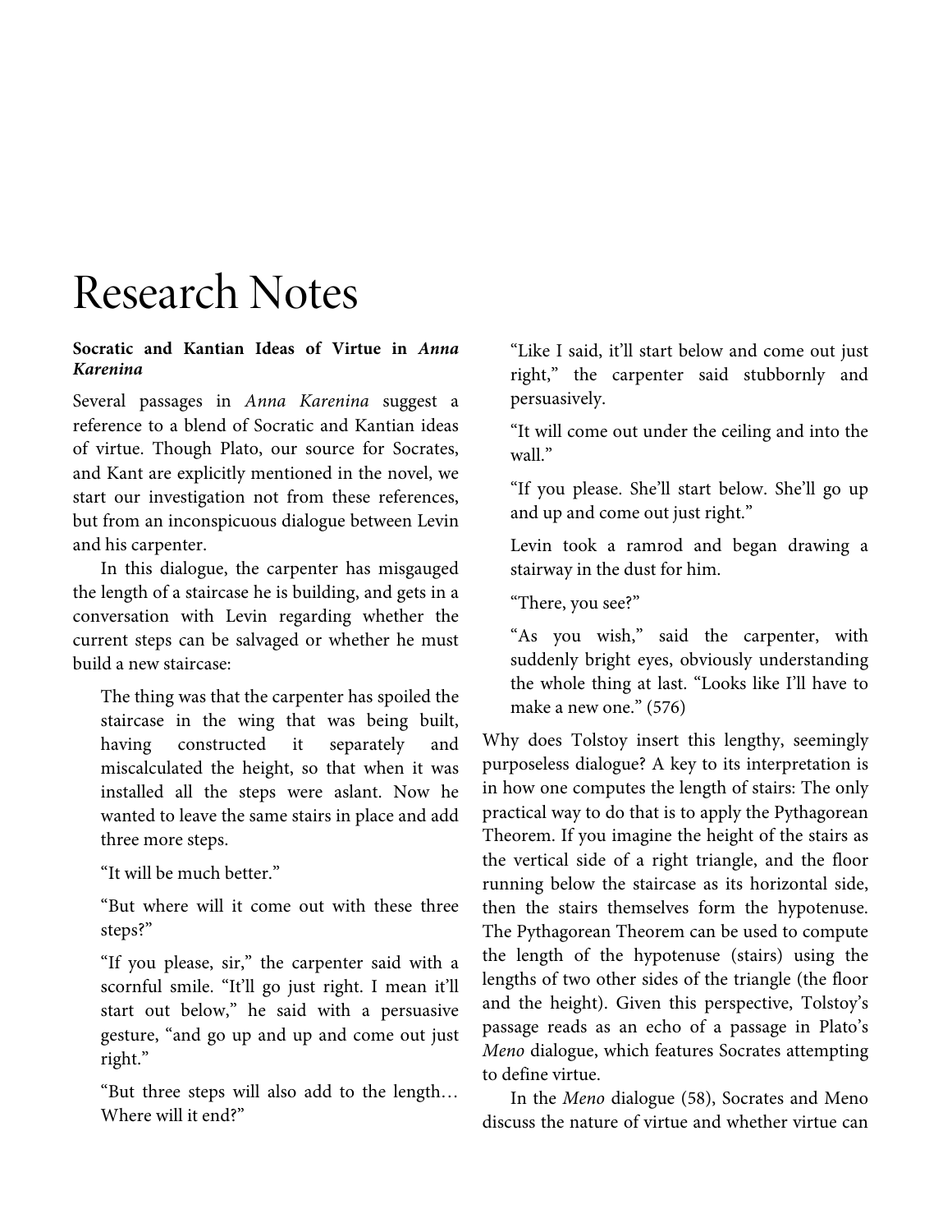# Research Notes

**Socratic and Kantian Ideas of Virtue in *Anna Karenina***

Several passages in *Anna Karenina* suggest a reference to a blend of Socratic and Kantian ideas of virtue. Though Plato, our source for Socrates, and Kant are explicitly mentioned in the novel, we start our investigation not from these references, but from an inconspicuous dialogue between Levin and his carpenter.

In this dialogue, the carpenter has misgauged the length of a staircase he is building, and gets in a conversation with Levin regarding whether the current steps can be salvaged or whether he must build a new staircase:

> The thing was that the carpenter has spoiled the staircase in the wing that was being built, having constructed it separately and miscalculated the height, so that when it was installed all the steps were aslant. Now he wanted to leave the same stairs in place and add three more steps.
>
> "It will be much better."
>
> "But where will it come out with these three steps?"
>
> "If you please, sir," the carpenter said with a scornful smile. "It'll go just right. I mean it'll start out below," he said with a persuasive gesture, "and go up and up and come out just right."
>
> "But three steps will also add to the length… Where will it end?"
>
> "Like I said, it'll start below and come out just right," the carpenter said stubbornly and persuasively.
>
> "It will come out under the ceiling and into the wall."
>
> "If you please. She'll start below. She'll go up and up and come out just right."
>
> Levin took a ramrod and began drawing a stairway in the dust for him.
>
> "There, you see?"
>
> "As you wish," said the carpenter, with suddenly bright eyes, obviously understanding the whole thing at last. "Looks like I'll have to make a new one." (576)

Why does Tolstoy insert this lengthy, seemingly purposeless dialogue? A key to its interpretation is in how one computes the length of stairs: The only practical way to do that is to apply the Pythagorean Theorem. If you imagine the height of the stairs as the vertical side of a right triangle, and the floor running below the staircase as its horizontal side, then the stairs themselves form the hypotenuse. The Pythagorean Theorem can be used to compute the length of the hypotenuse (stairs) using the lengths of two other sides of the triangle (the floor and the height). Given this perspective, Tolstoy's passage reads as an echo of a passage in Plato's *Meno* dialogue, which features Socrates attempting to define virtue.

In the *Meno* dialogue (58), Socrates and Meno discuss the nature of virtue and whether virtue can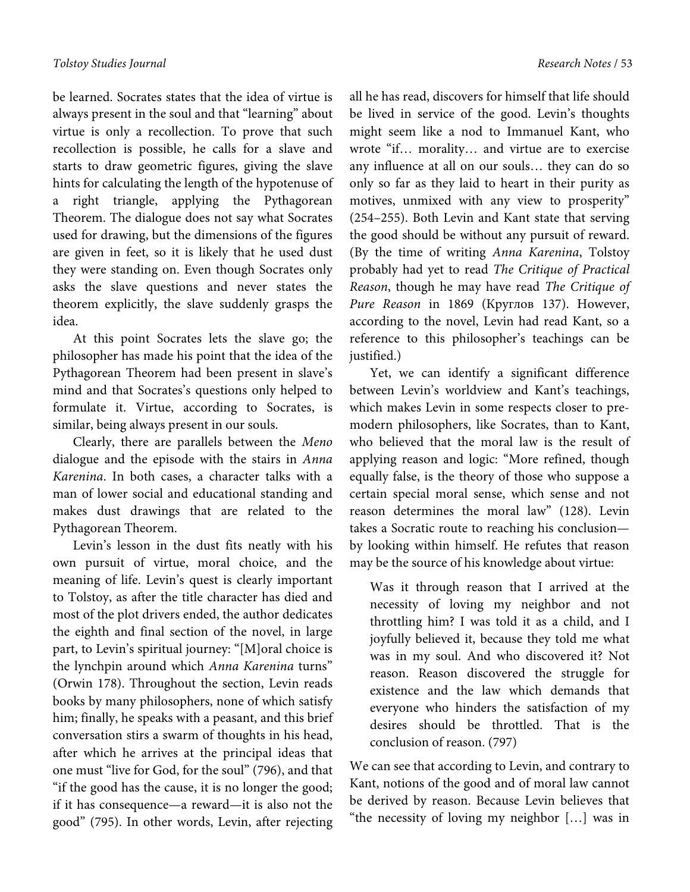be learned. Socrates states that the idea of virtue is always present in the soul and that "learning" about virtue is only a recollection. To prove that such recollection is possible, he calls for a slave and starts to draw geometric figures, giving the slave hints for calculating the length of the hypotenuse of a right triangle, applying the Pythagorean Theorem. The dialogue does not say what Socrates used for drawing, but the dimensions of the figures are given in feet, so it is likely that he used dust they were standing on. Even though Socrates only asks the slave questions and never states the theorem explicitly, the slave suddenly grasps the idea.

At this point Socrates lets the slave go; the philosopher has made his point that the idea of the Pythagorean Theorem had been present in slave's mind and that Socrates's questions only helped to formulate it. Virtue, according to Socrates, is similar, being always present in our souls.

Clearly, there are parallels between the *Meno* dialogue and the episode with the stairs in *Anna Karenina*. In both cases, a character talks with a man of lower social and educational standing and makes dust drawings that are related to the Pythagorean Theorem.

Levin's lesson in the dust fits neatly with his own pursuit of virtue, moral choice, and the meaning of life. Levin's quest is clearly important to Tolstoy, as after the title character has died and most of the plot drivers ended, the author dedicates the eighth and final section of the novel, in large part, to Levin's spiritual journey: "[M]oral choice is the lynchpin around which *Anna Karenina* turns" (Orwin 178). Throughout the section, Levin reads books by many philosophers, none of which satisfy him; finally, he speaks with a peasant, and this brief conversation stirs a swarm of thoughts in his head, after which he arrives at the principal ideas that one must "live for God, for the soul" (796), and that "if the good has the cause, it is no longer the good; if it has consequence—a reward—it is also not the good" (795). In other words, Levin, after rejecting all he has read, discovers for himself that life should be lived in service of the good. Levin's thoughts might seem like a nod to Immanuel Kant, who wrote "if… morality… and virtue are to exercise any influence at all on our souls… they can do so only so far as they laid to heart in their purity as motives, unmixed with any view to prosperity" (254–255). Both Levin and Kant state that serving the good should be without any pursuit of reward. (By the time of writing *Anna Karenina*, Tolstoy probably had yet to read *The Critique of Practical Reason*, though he may have read *The Critique of Pure Reason* in 1869 (Круглов 137). However, according to the novel, Levin had read Kant, so a reference to this philosopher's teachings can be justified.)

Yet, we can identify a significant difference between Levin's worldview and Kant's teachings, which makes Levin in some respects closer to pre-modern philosophers, like Socrates, than to Kant, who believed that the moral law is the result of applying reason and logic: "More refined, though equally false, is the theory of those who suppose a certain special moral sense, which sense and not reason determines the moral law" (128). Levin takes a Socratic route to reaching his conclusion—by looking within himself. He refutes that reason may be the source of his knowledge about virtue:

> Was it through reason that I arrived at the necessity of loving my neighbor and not throttling him? I was told it as a child, and I joyfully believed it, because they told me what was in my soul. And who discovered it? Not reason. Reason discovered the struggle for existence and the law which demands that everyone who hinders the satisfaction of my desires should be throttled. That is the conclusion of reason. (797)

We can see that according to Levin, and contrary to Kant, notions of the good and of moral law cannot be derived by reason. Because Levin believes that "the necessity of loving my neighbor […] was in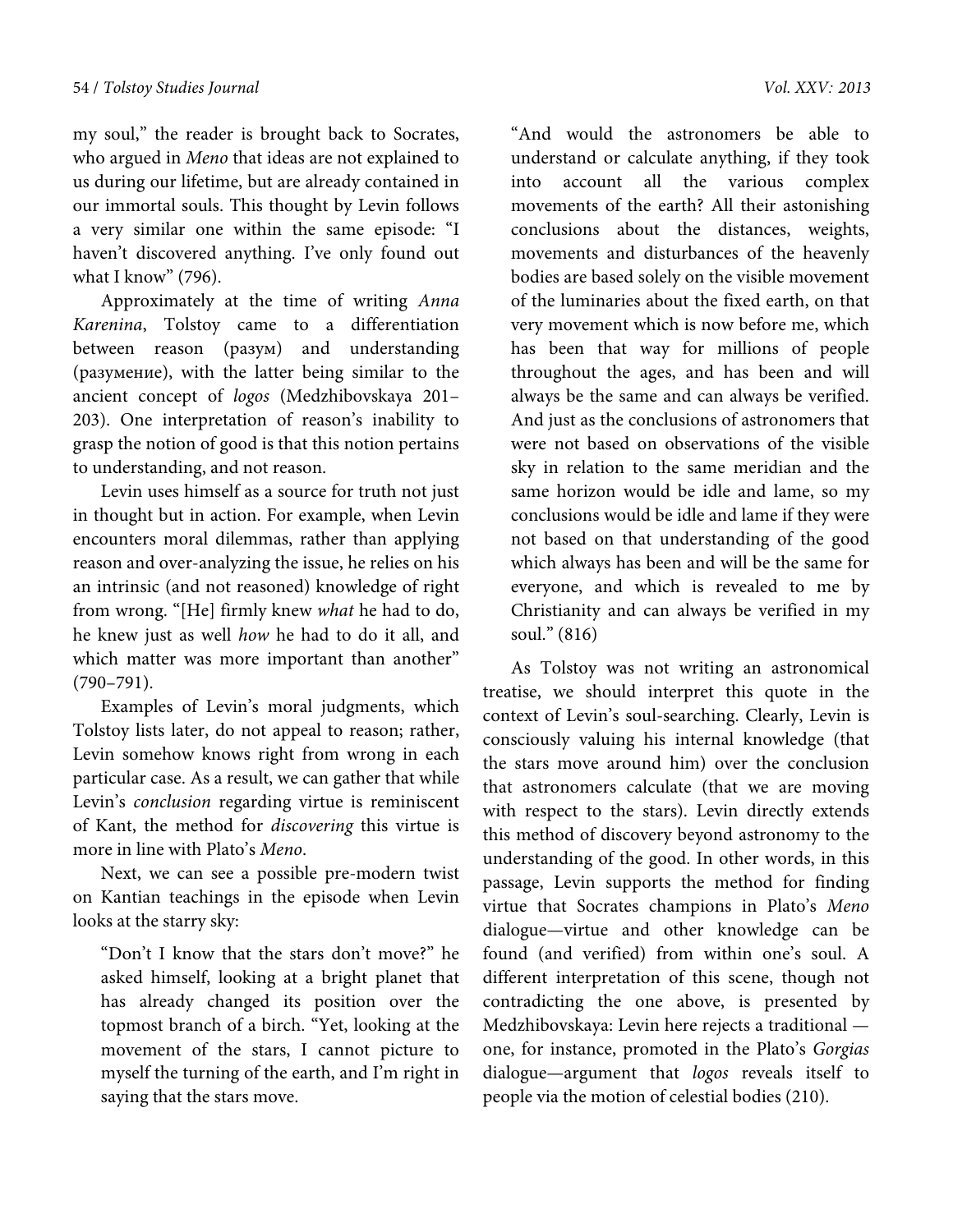my soul," the reader is brought back to Socrates, who argued in *Meno* that ideas are not explained to us during our lifetime, but are already contained in our immortal souls. This thought by Levin follows a very similar one within the same episode: "I haven't discovered anything. I've only found out what I know" (796).

Approximately at the time of writing *Anna Karenina*, Tolstoy came to a differentiation between reason (разум) and understanding (разумение), with the latter being similar to the ancient concept of *logos* (Medzhibovskaya 201–203). One interpretation of reason's inability to grasp the notion of good is that this notion pertains to understanding, and not reason.

Levin uses himself as a source for truth not just in thought but in action. For example, when Levin encounters moral dilemmas, rather than applying reason and over-analyzing the issue, he relies on his an intrinsic (and not reasoned) knowledge of right from wrong. "[He] firmly knew *what* he had to do, he knew just as well *how* he had to do it all, and which matter was more important than another" (790–791).

Examples of Levin's moral judgments, which Tolstoy lists later, do not appeal to reason; rather, Levin somehow knows right from wrong in each particular case. As a result, we can gather that while Levin's *conclusion* regarding virtue is reminiscent of Kant, the method for *discovering* this virtue is more in line with Plato's *Meno*.

Next, we can see a possible pre-modern twist on Kantian teachings in the episode when Levin looks at the starry sky:

> "Don't I know that the stars don't move?" he asked himself, looking at a bright planet that has already changed its position over the topmost branch of a birch. "Yet, looking at the movement of the stars, I cannot picture to myself the turning of the earth, and I'm right in saying that the stars move.
>
> "And would the astronomers be able to understand or calculate anything, if they took into account all the various complex movements of the earth? All their astonishing conclusions about the distances, weights, movements and disturbances of the heavenly bodies are based solely on the visible movement of the luminaries about the fixed earth, on that very movement which is now before me, which has been that way for millions of people throughout the ages, and has been and will always be the same and can always be verified. And just as the conclusions of astronomers that were not based on observations of the visible sky in relation to the same meridian and the same horizon would be idle and lame, so my conclusions would be idle and lame if they were not based on that understanding of the good which always has been and will be the same for everyone, and which is revealed to me by Christianity and can always be verified in my soul." (816)

As Tolstoy was not writing an astronomical treatise, we should interpret this quote in the context of Levin's soul-searching. Clearly, Levin is consciously valuing his internal knowledge (that the stars move around him) over the conclusion that astronomers calculate (that we are moving with respect to the stars). Levin directly extends this method of discovery beyond astronomy to the understanding of the good. In other words, in this passage, Levin supports the method for finding virtue that Socrates champions in Plato's *Meno* dialogue—virtue and other knowledge can be found (and verified) from within one's soul. A different interpretation of this scene, though not contradicting the one above, is presented by Medzhibovskaya: Levin here rejects a traditional — one, for instance, promoted in the Plato's *Gorgias* dialogue—argument that *logos* reveals itself to people via the motion of celestial bodies (210).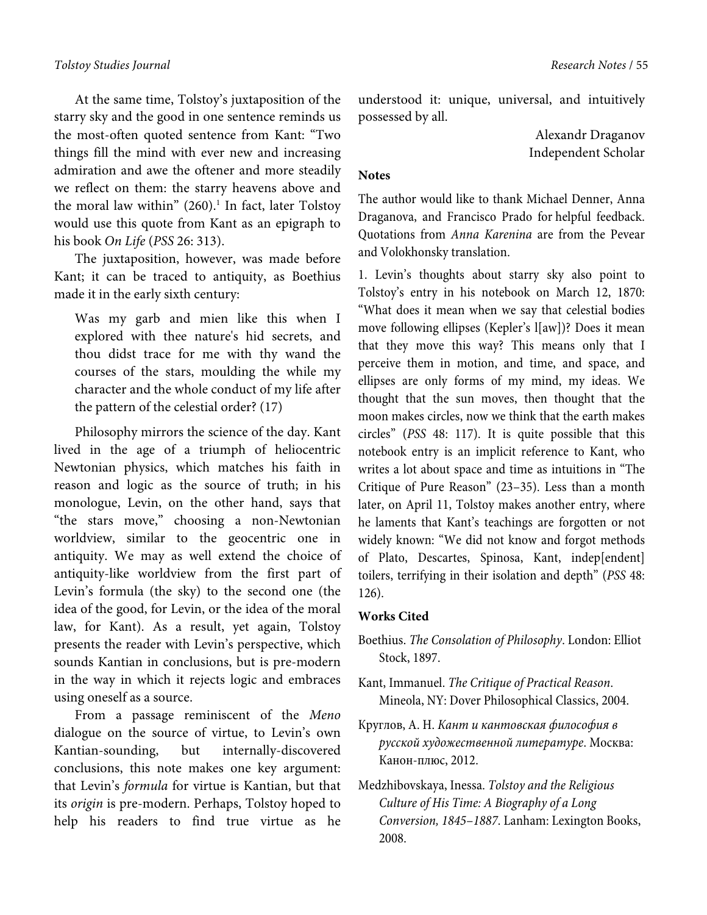At the same time, Tolstoy's juxtaposition of the starry sky and the good in one sentence reminds us the most-often quoted sentence from Kant: "Two things fill the mind with ever new and increasing admiration and awe the oftener and more steadily we reflect on them: the starry heavens above and the moral law within" (260).[1] In fact, later Tolstoy would use this quote from Kant as an epigraph to his book *On Life* (*PSS* 26: 313).

The juxtaposition, however, was made before Kant; it can be traced to antiquity, as Boethius made it in the early sixth century:

> Was my garb and mien like this when I explored with thee nature's hid secrets, and thou didst trace for me with thy wand the courses of the stars, moulding the while my character and the whole conduct of my life after the pattern of the celestial order? (17)

Philosophy mirrors the science of the day. Kant lived in the age of a triumph of heliocentric Newtonian physics, which matches his faith in reason and logic as the source of truth; in his monologue, Levin, on the other hand, says that "the stars move," choosing a non-Newtonian worldview, similar to the geocentric one in antiquity. We may as well extend the choice of antiquity-like worldview from the first part of Levin's formula (the sky) to the second one (the idea of the good, for Levin, or the idea of the moral law, for Kant). As a result, yet again, Tolstoy presents the reader with Levin's perspective, which sounds Kantian in conclusions, but is pre-modern in the way in which it rejects logic and embraces using oneself as a source.

From a passage reminiscent of the *Meno* dialogue on the source of virtue, to Levin's own Kantian-sounding, but internally-discovered conclusions, this note makes one key argument: that Levin's *formula* for virtue is Kantian, but that its *origin* is pre-modern. Perhaps, Tolstoy hoped to help his readers to find true virtue as he understood it: unique, universal, and intuitively possessed by all.

Alexandr Draganov
Independent Scholar

**Notes**

The author would like to thank Michael Denner, Anna Draganova, and Francisco Prado for helpful feedback. Quotations from *Anna Karenina* are from the Pevear and Volokhonsky translation.

1. Levin's thoughts about starry sky also point to Tolstoy's entry in his notebook on March 12, 1870: "What does it mean when we say that celestial bodies move following ellipses (Kepler's l[aw])? Does it mean that they move this way? This means only that I perceive them in motion, and time, and space, and ellipses are only forms of my mind, my ideas. We thought that the sun moves, then thought that the moon makes circles, now we think that the earth makes circles" (*PSS* 48: 117). It is quite possible that this notebook entry is an implicit reference to Kant, who writes a lot about space and time as intuitions in "The Critique of Pure Reason" (23–35). Less than a month later, on April 11, Tolstoy makes another entry, where he laments that Kant's teachings are forgotten or not widely known: "We did not know and forgot methods of Plato, Descartes, Spinosa, Kant, indep[endent] toilers, terrifying in their isolation and depth" (*PSS* 48: 126).

**Works Cited**

Boethius. *The Consolation of Philosophy*. London: Elliot Stock, 1897.

Kant, Immanuel. *The Critique of Practical Reason*. Mineola, NY: Dover Philosophical Classics, 2004.

Круглов, А. Н. *Кант и кантовская философия в русской художественной литературе*. Москва: Канон-плюс, 2012.

Medzhibovskaya, Inessa. *Tolstoy and the Religious Culture of His Time: A Biography of a Long Conversion, 1845–1887*. Lanham: Lexington Books, 2008.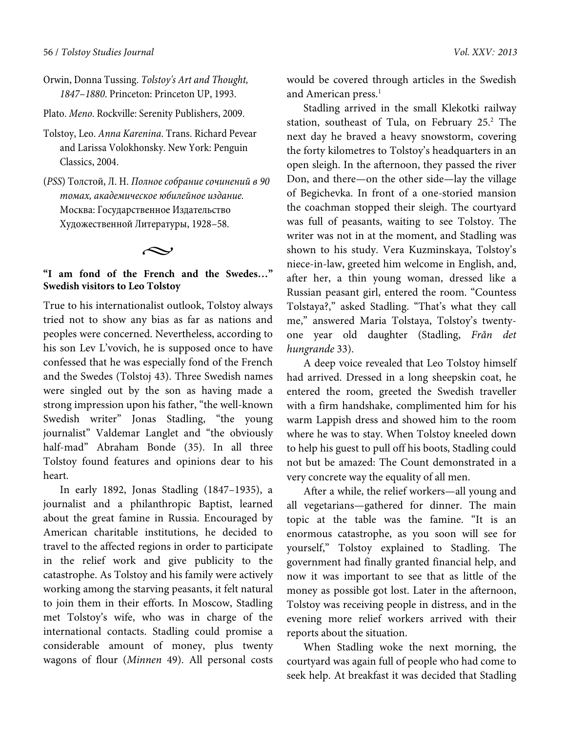Orwin, Donna Tussing. *Tolstoy's Art and Thought, 1847–1880*. Princeton: Princeton UP, 1993.

Plato. *Meno*. Rockville: Serenity Publishers, 2009.

Tolstoy, Leo. *Anna Karenina*. Trans. Richard Pevear and Larissa Volokhonsky. New York: Penguin Classics, 2004.

(*PSS*) Толстой, Л. Н. *Полное собрание сочинений в 90 томах, академическое юбилейное издание.* Москва: Государственное Издательство Художественной Литературы, 1928–58.

~

### "I am fond of the French and the Swedes…" Swedish visitors to Leo Tolstoy

True to his internationalist outlook, Tolstoy always tried not to show any bias as far as nations and peoples were concerned. Nevertheless, according to his son Lev L'vovich, he is supposed once to have confessed that he was especially fond of the French and the Swedes (Tolstoj 43). Three Swedish names were singled out by the son as having made a strong impression upon his father, "the well-known Swedish writer" Jonas Stadling, "the young journalist" Valdemar Langlet and "the obviously half-mad" Abraham Bonde (35). In all three Tolstoy found features and opinions dear to his heart.

In early 1892, Jonas Stadling (1847–1935), a journalist and a philanthropic Baptist, learned about the great famine in Russia. Encouraged by American charitable institutions, he decided to travel to the affected regions in order to participate in the relief work and give publicity to the catastrophe. As Tolstoy and his family were actively working among the starving peasants, it felt natural to join them in their efforts. In Moscow, Stadling met Tolstoy's wife, who was in charge of the international contacts. Stadling could promise a considerable amount of money, plus twenty wagons of flour (*Minnen* 49). All personal costs would be covered through articles in the Swedish and American press.[1]

Stadling arrived in the small Klekotki railway station, southeast of Tula, on February 25.[2] The next day he braved a heavy snowstorm, covering the forty kilometres to Tolstoy's headquarters in an open sleigh. In the afternoon, they passed the river Don, and there—on the other side—lay the village of Begichevka. In front of a one-storied mansion the coachman stopped their sleigh. The courtyard was full of peasants, waiting to see Tolstoy. The writer was not in at the moment, and Stadling was shown to his study. Vera Kuzminskaya, Tolstoy's niece-in-law, greeted him welcome in English, and, after her, a thin young woman, dressed like a Russian peasant girl, entered the room. "Countess Tolstaya?," asked Stadling. "That's what they call me," answered Maria Tolstaya, Tolstoy's twenty-one year old daughter (Stadling, *Från det hungrande* 33).

A deep voice revealed that Leo Tolstoy himself had arrived. Dressed in a long sheepskin coat, he entered the room, greeted the Swedish traveller with a firm handshake, complimented him for his warm Lappish dress and showed him to the room where he was to stay. When Tolstoy kneeled down to help his guest to pull off his boots, Stadling could not but be amazed: The Count demonstrated in a very concrete way the equality of all men.

After a while, the relief workers—all young and all vegetarians—gathered for dinner. The main topic at the table was the famine. "It is an enormous catastrophe, as you soon will see for yourself," Tolstoy explained to Stadling. The government had finally granted financial help, and now it was important to see that as little of the money as possible got lost. Later in the afternoon, Tolstoy was receiving people in distress, and in the evening more relief workers arrived with their reports about the situation.

When Stadling woke the next morning, the courtyard was again full of people who had come to seek help. At breakfast it was decided that Stadling